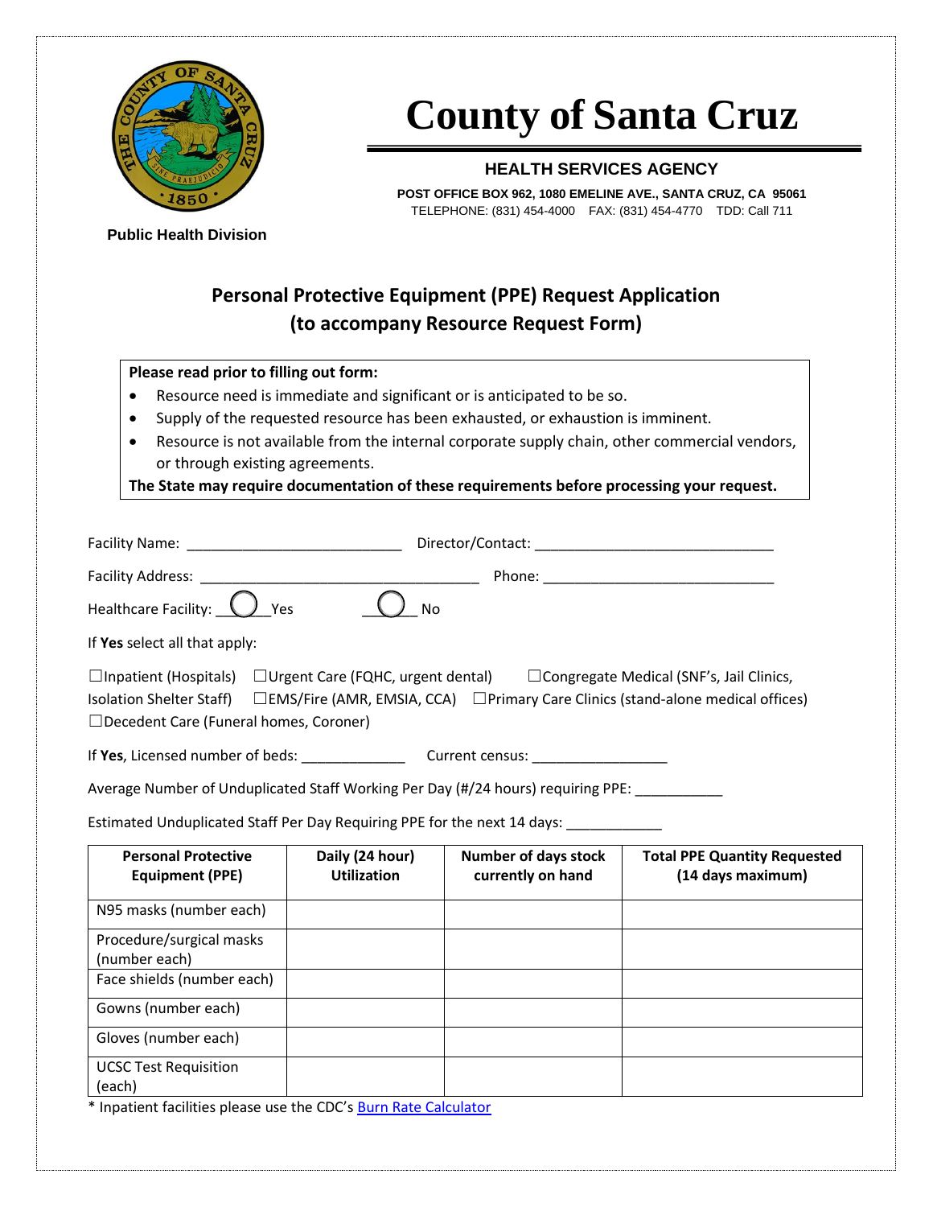# County of Santa Cruz

## HEALTH SERVICES AGENCY

**POST OFFICE BOX 962, 1080 EMELINE AVE., SANTA CRUZ, CA 95061**
TELEPHONE: (831) 454-4000 FAX: (831) 454-4770 TDD: Call 711

**Public Health Division**

## Personal Protective Equipment (PPE) Request Application (to accompany Resource Request Form)

**Please read prior to filling out form:**

- Resource need is immediate and significant or is anticipated to be so.
- Supply of the requested resource has been exhausted, or exhaustion is imminent.
- Resource is not available from the internal corporate supply chain, other commercial vendors, or through existing agreements.

**The State may require documentation of these requirements before processing your request.**

Facility Name: ___________________________ Director/Contact: ______________________________

Facility Address: ___________________________________ Phone: ______________________________

Healthcare Facility: ◯ Yes ◯ No

If **Yes** select all that apply:

☐Inpatient (Hospitals) ☐Urgent Care (FQHC, urgent dental) ☐Congregate Medical (SNF's, Jail Clinics, Isolation Shelter Staff) ☐EMS/Fire (AMR, EMSIA, CCA) ☐Primary Care Clinics (stand-alone medical offices) ☐Decedent Care (Funeral homes, Coroner)

If **Yes**, Licensed number of beds: _____________ Current census: _________________

Average Number of Unduplicated Staff Working Per Day (#/24 hours) requiring PPE: ___________

Estimated Unduplicated Staff Per Day Requiring PPE for the next 14 days: ____________

| Personal Protective Equipment (PPE) | Daily (24 hour) Utilization | Number of days stock currently on hand | Total PPE Quantity Requested (14 days maximum) |
|---|---|---|---|
| N95 masks (number each) | | | |
| Procedure/surgical masks (number each) | | | |
| Face shields (number each) | | | |
| Gowns (number each) | | | |
| Gloves (number each) | | | |
| UCSC Test Requisition (each) | | | |

* Inpatient facilities please use the CDC's Burn Rate Calculator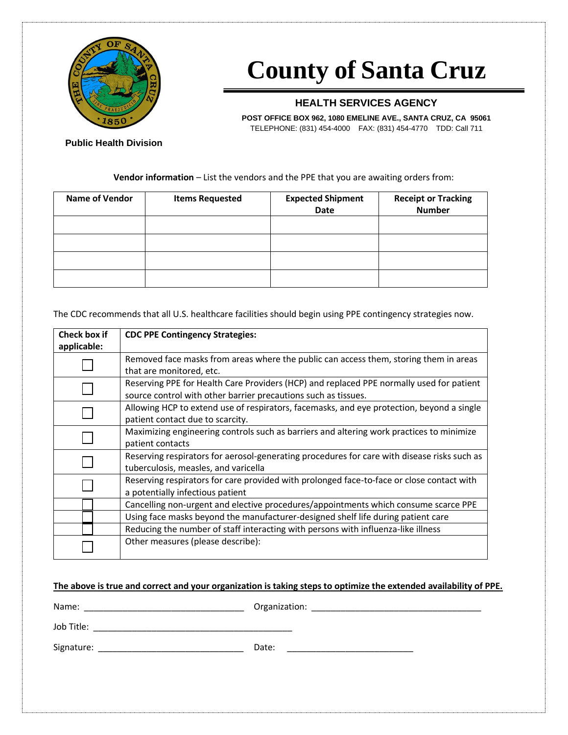# County of Santa Cruz

## HEALTH SERVICES AGENCY

**POST OFFICE BOX 962, 1080 EMELINE AVE., SANTA CRUZ, CA 95061**
TELEPHONE: (831) 454-4000 FAX: (831) 454-4770 TDD: Call 711

**Public Health Division**

**Vendor information** – List the vendors and the PPE that you are awaiting orders from:

| Name of Vendor | Items Requested | Expected Shipment Date | Receipt or Tracking Number |
|---|---|---|---|
| | | | |
| | | | |
| | | | |
| | | | |

The CDC recommends that all U.S. healthcare facilities should begin using PPE contingency strategies now.

| Check box if applicable: | CDC PPE Contingency Strategies: |
|---|---|
| ☐ | Removed face masks from areas where the public can access them, storing them in areas that are monitored, etc. |
| ☐ | Reserving PPE for Health Care Providers (HCP) and replaced PPE normally used for patient source control with other barrier precautions such as tissues. |
| ☐ | Allowing HCP to extend use of respirators, facemasks, and eye protection, beyond a single patient contact due to scarcity. |
| ☐ | Maximizing engineering controls such as barriers and altering work practices to minimize patient contacts |
| ☐ | Reserving respirators for aerosol-generating procedures for care with disease risks such as tuberculosis, measles, and varicella |
| ☐ | Reserving respirators for care provided with prolonged face-to-face or close contact with a potentially infectious patient |
| ☐ | Cancelling non-urgent and elective procedures/appointments which consume scarce PPE |
| ☐ | Using face masks beyond the manufacturer-designed shelf life during patient care |
| ☐ | Reducing the number of staff interacting with persons with influenza-like illness |
| ☐ | Other measures (please describe): |

**The above is true and correct and your organization is taking steps to optimize the extended availability of PPE.**

Name: ________________________________ Organization: ___________________________________

Job Title: ________________________________________

Signature: _____________________________ Date: _________________________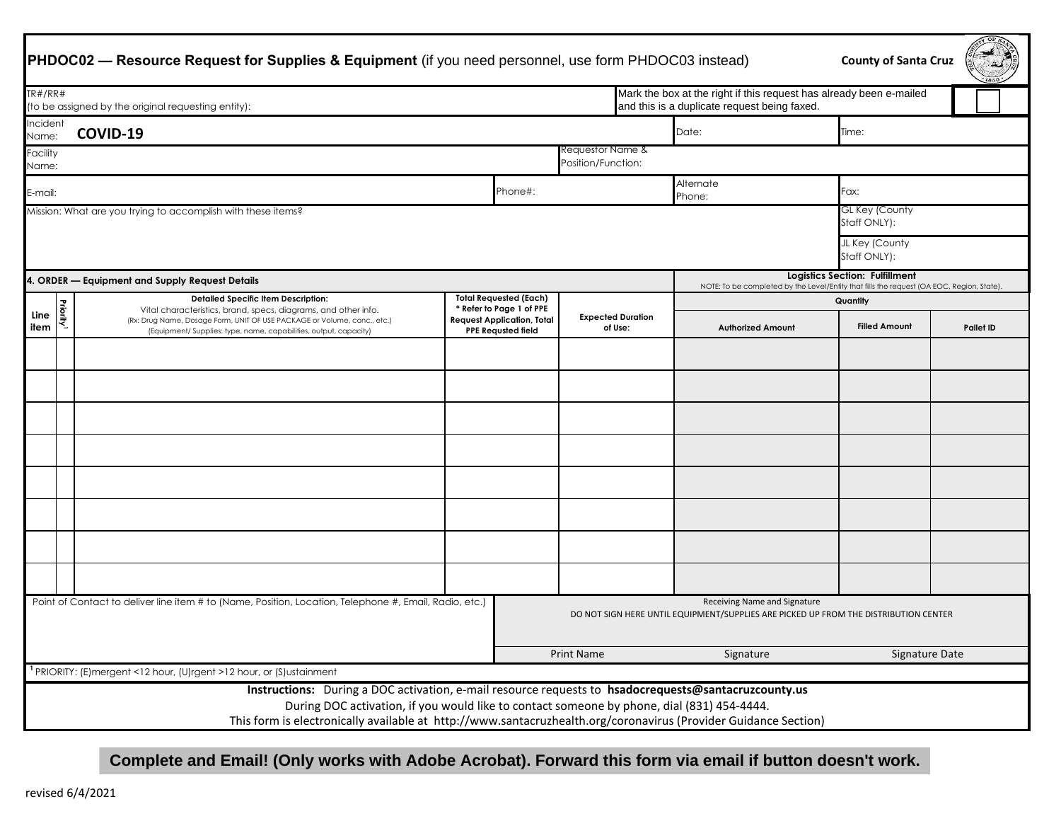## PHDOC02 — Resource Request for Supplies & Equipment (if you need personnel, use form PHDOC03 instead)

**County of Santa Cruz**

| | | | |
|---|---|---|---|
| TR#/RR# (to be assigned by the original requesting entity): | | Mark the box at the right if this request has already been e-mailed and this is a duplicate request being faxed. | ☐ |
| Incident Name: **COVID-19** | | Date: | Time: |
| Facility Name: | Requestor Name & Position/Function: | | |
| E-mail: | Phone#: | Alternate Phone: | Fax: |
| Mission: What are you trying to accomplish with these items? | | | GL Key (County Staff ONLY): |
| | | | JL Key (County Staff ONLY): |

| **4. ORDER — Equipment and Supply Request Details** | | | | | **Logistics Section: Fulfillment** NOTE: To be completed by the Level/Entity that fills the request (OA EOC, Region, State). | | |
|---|---|---|---|---|---|---|---|
| | | | | | Quantity | | |
| Line item | Priority[1] | **Detailed Specific Item Description:** Vital characteristics, brand, specs, diagrams, and other info. (Rx: Drug Name, Dosage Form, UNIT OF USE PACKAGE or Volume, conc., etc.) (Equipment/ Supplies: type, name, capabilities, output, capacity) | **Total Requested (Each)** * Refer to Page 1 of PPE Request Application, Total PPE Requsted field | **Expected Duration of Use:** | **Authorized Amount** | **Filled Amount** | **Pallet ID** |
| | | | | | | | |
| | | | | | | | |
| | | | | | | | |
| | | | | | | | |
| | | | | | | | |
| | | | | | | | |
| | | | | | | | |
| | | | | | | | |

| | | | |
|---|---|---|---|
| Point of Contact to deliver line item # to (Name, Position, Location, Telephone #, Email, Radio, etc.) | Receiving Name and Signature DO NOT SIGN HERE UNTIL EQUIPMENT/SUPPLIES ARE PICKED UP FROM THE DISTRIBUTION CENTER | | |
| | Print Name | Signature | Signature Date |

[1] PRIORITY: (E)mergent <12 hour, (U)rgent >12 hour, or (S)ustainment

**Instructions:** During a DOC activation, e-mail resource requests to **hsadocrequests@santacruzcounty.us**

During DOC activation, if you would like to contact someone by phone, dial (831) 454-4444.

This form is electronically available at http://www.santacruzhealth.org/coronavirus (Provider Guidance Section)

**Complete and Email! (Only works with Adobe Acrobat). Forward this form via email if button doesn't work.**

revised 6/4/2021